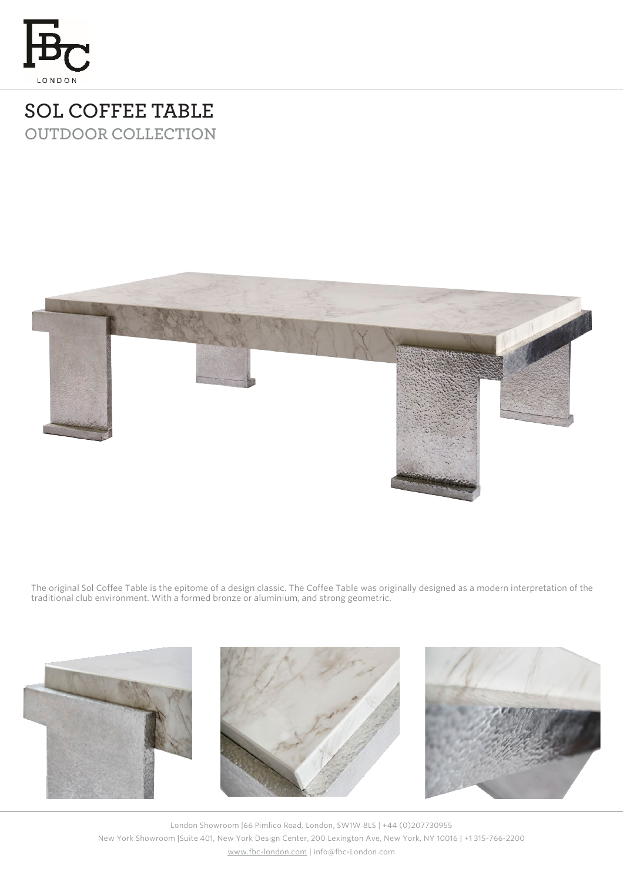# SOL COFFEE TABLE

## OUTDOOR COLLECTION

The original Sol Coffee Table is the epitome of a design classic. The Coffee Table was originally designed as a modern interpretation of the traditional club environment. With a formed bronze or aluminium, and strong geometric.

London Showroom |66 Pimlico Road, London, SW1W 8LS | +44 (0)207730955

New York Showroom |Suite 401, New York Design Center, 200 Lexington Ave, New York, NY 10016 | +1 315-766-2200

www.fbc-london.com | info@fbc-London.com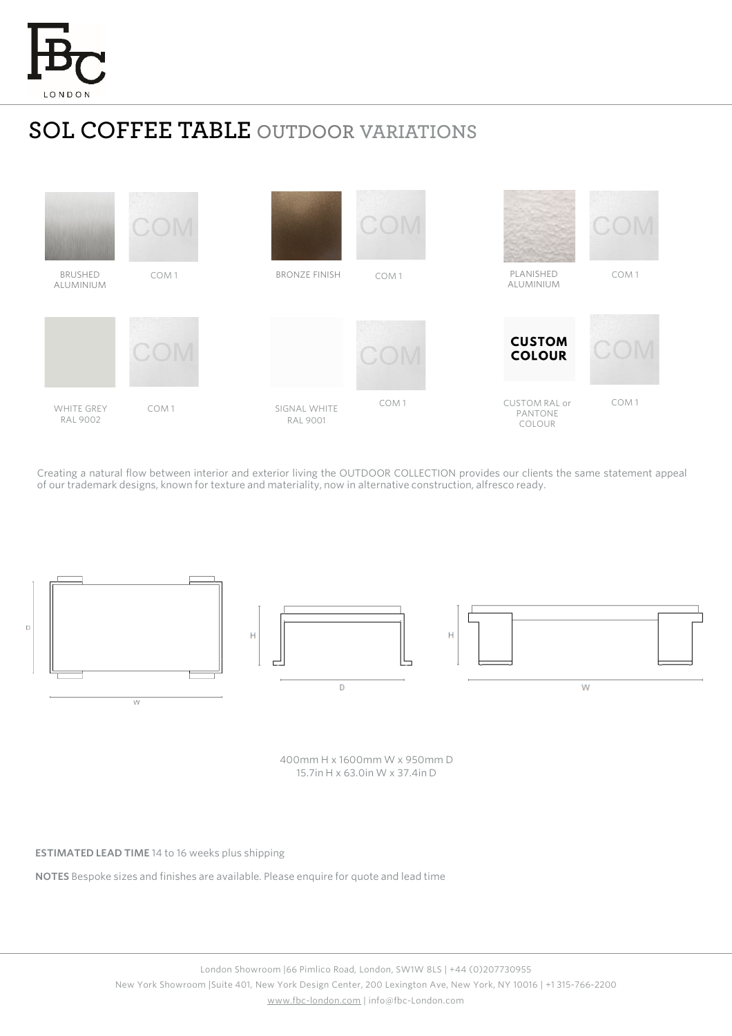# SOL COFFEE TABLE OUTDOOR VARIATIONS

BRUSHED ALUMINIUM

COM 1

BRONZE FINISH

COM 1

PLANISHED ALUMINIUM

COM 1

WHITE GREY RAL 9002

COM 1

SIGNAL WHITE RAL 9001

COM 1

CUSTOM COLOUR

CUSTOM RAL or PANTONE COLOUR

COM 1

Creating a natural flow between interior and exterior living the OUTDOOR COLLECTION provides our clients the same statement appeal of our trademark designs, known for texture and materiality, now in alternative construction, alfresco ready.

D
W
H
D
H
W

400mm H x 1600mm W x 950mm D
15.7in H x 63.0in W x 37.4in D

**ESTIMATED LEAD TIME** 14 to 16 weeks plus shipping

**NOTES** Bespoke sizes and finishes are available. Please enquire for quote and lead time

London Showroom |66 Pimlico Road, London, SW1W 8LS | +44 (0)207730955
New York Showroom |Suite 401, New York Design Center, 200 Lexington Ave, New York, NY 10016 | +1 315-766-2200
www.fbc-london.com | info@fbc-London.com